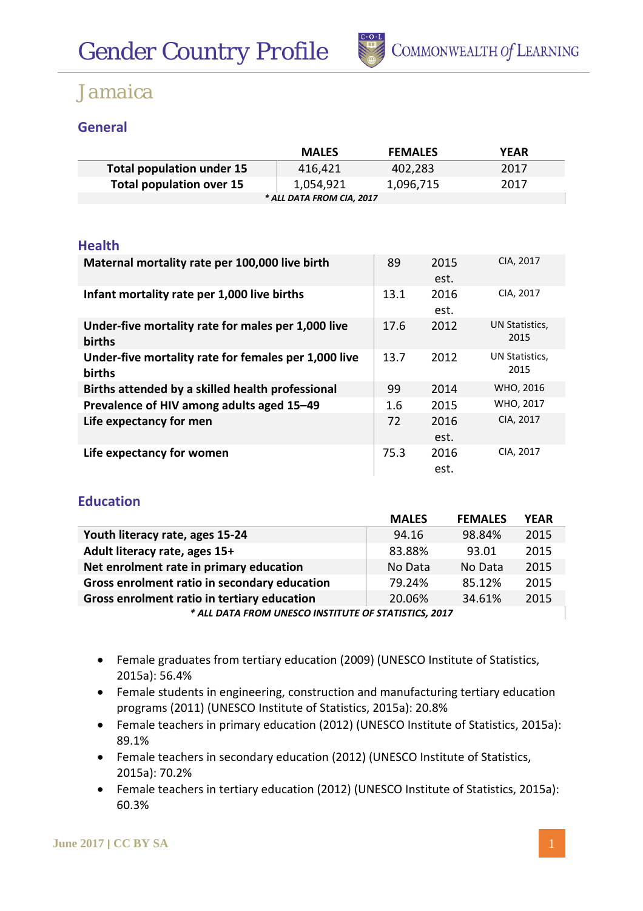# Gender Country Profile

## Jamaica

### General

| | MALES | FEMALES | YEAR |
|---|---|---|---|
| Total population under 15 | 416,421 | 402,283 | 2017 |
| Total population over 15 | 1,054,921 | 1,096,715 | 2017 |

*\* ALL DATA FROM CIA, 2017*

### Health

| | | | |
|---|---|---|---|
| Maternal mortality rate per 100,000 live birth | 89 | 2015 est. | CIA, 2017 |
| Infant mortality rate per 1,000 live births | 13.1 | 2016 est. | CIA, 2017 |
| Under-five mortality rate for males per 1,000 live births | 17.6 | 2012 | UN Statistics, 2015 |
| Under-five mortality rate for females per 1,000 live births | 13.7 | 2012 | UN Statistics, 2015 |
| Births attended by a skilled health professional | 99 | 2014 | WHO, 2016 |
| Prevalence of HIV among adults aged 15–49 | 1.6 | 2015 | WHO, 2017 |
| Life expectancy for men | 72 | 2016 est. | CIA, 2017 |
| Life expectancy for women | 75.3 | 2016 est. | CIA, 2017 |

### Education

| | MALES | FEMALES | YEAR |
|---|---|---|---|
| Youth literacy rate, ages 15-24 | 94.16 | 98.84% | 2015 |
| Adult literacy rate, ages 15+ | 83.88% | 93.01 | 2015 |
| Net enrolment rate in primary education | No Data | No Data | 2015 |
| Gross enrolment ratio in secondary education | 79.24% | 85.12% | 2015 |
| Gross enrolment ratio in tertiary education | 20.06% | 34.61% | 2015 |

*\* ALL DATA FROM UNESCO INSTITUTE OF STATISTICS, 2017*

- Female graduates from tertiary education (2009) (UNESCO Institute of Statistics, 2015a): 56.4%
- Female students in engineering, construction and manufacturing tertiary education programs (2011) (UNESCO Institute of Statistics, 2015a): 20.8%
- Female teachers in primary education (2012) (UNESCO Institute of Statistics, 2015a): 89.1%
- Female teachers in secondary education (2012) (UNESCO Institute of Statistics, 2015a): 70.2%
- Female teachers in tertiary education (2012) (UNESCO Institute of Statistics, 2015a): 60.3%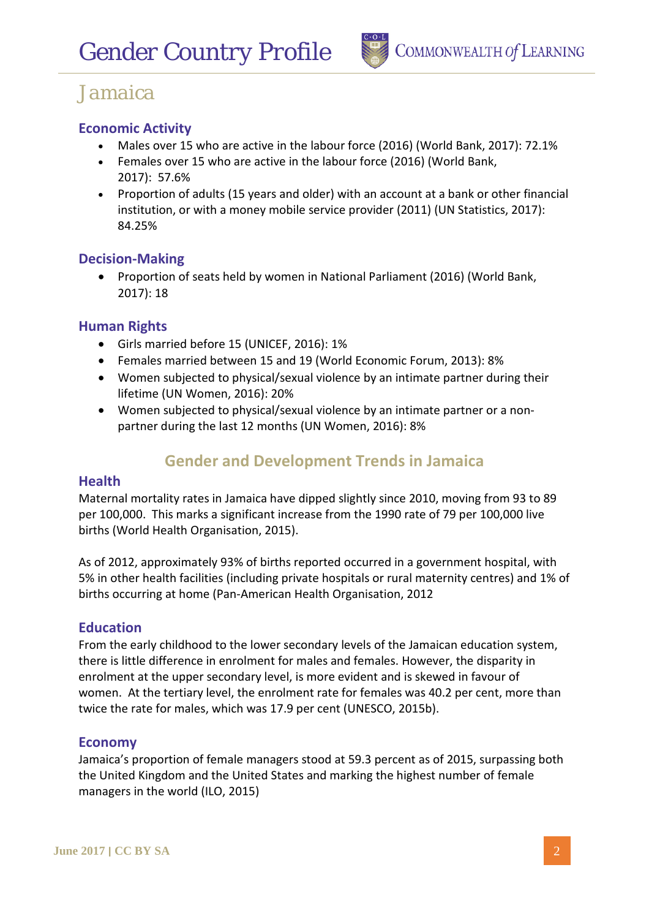# Jamaica

## Economic Activity

- Males over 15 who are active in the labour force (2016) (World Bank, 2017): 72.1%
- Females over 15 who are active in the labour force (2016) (World Bank, 2017): 57.6%
- Proportion of adults (15 years and older) with an account at a bank or other financial institution, or with a money mobile service provider (2011) (UN Statistics, 2017): 84.25%

## Decision-Making

- Proportion of seats held by women in National Parliament (2016) (World Bank, 2017): 18

## Human Rights

- Girls married before 15 (UNICEF, 2016): 1%
- Females married between 15 and 19 (World Economic Forum, 2013): 8%
- Women subjected to physical/sexual violence by an intimate partner during their lifetime (UN Women, 2016): 20%
- Women subjected to physical/sexual violence by an intimate partner or a non-partner during the last 12 months (UN Women, 2016): 8%

## Gender and Development Trends in Jamaica

### Health

Maternal mortality rates in Jamaica have dipped slightly since 2010, moving from 93 to 89 per 100,000. This marks a significant increase from the 1990 rate of 79 per 100,000 live births (World Health Organisation, 2015).

As of 2012, approximately 93% of births reported occurred in a government hospital, with 5% in other health facilities (including private hospitals or rural maternity centres) and 1% of births occurring at home (Pan-American Health Organisation, 2012

### Education

From the early childhood to the lower secondary levels of the Jamaican education system, there is little difference in enrolment for males and females. However, the disparity in enrolment at the upper secondary level, is more evident and is skewed in favour of women. At the tertiary level, the enrolment rate for females was 40.2 per cent, more than twice the rate for males, which was 17.9 per cent (UNESCO, 2015b).

### Economy

Jamaica's proportion of female managers stood at 59.3 percent as of 2015, surpassing both the United Kingdom and the United States and marking the highest number of female managers in the world (ILO, 2015)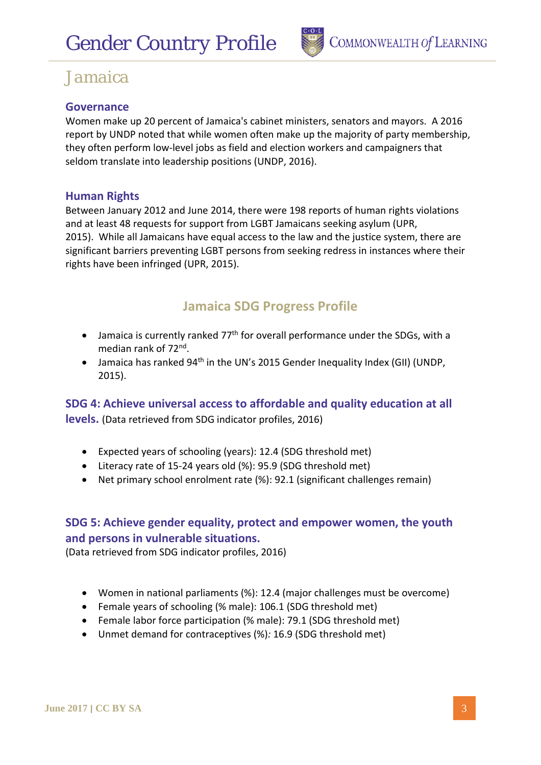# Jamaica

## Governance

Women make up 20 percent of Jamaica's cabinet ministers, senators and mayors. A 2016 report by UNDP noted that while women often make up the majority of party membership, they often perform low-level jobs as field and election workers and campaigners that seldom translate into leadership positions (UNDP, 2016).

## Human Rights

Between January 2012 and June 2014, there were 198 reports of human rights violations and at least 48 requests for support from LGBT Jamaicans seeking asylum (UPR, 2015). While all Jamaicans have equal access to the law and the justice system, there are significant barriers preventing LGBT persons from seeking redress in instances where their rights have been infringed (UPR, 2015).

## Jamaica SDG Progress Profile

- Jamaica is currently ranked 77th for overall performance under the SDGs, with a median rank of 72nd.
- Jamaica has ranked 94th in the UN's 2015 Gender Inequality Index (GII) (UNDP, 2015).

### SDG 4: Achieve universal access to affordable and quality education at all levels.

(Data retrieved from SDG indicator profiles, 2016)

- Expected years of schooling (years): 12.4 (SDG threshold met)
- Literacy rate of 15-24 years old (%): 95.9 (SDG threshold met)
- Net primary school enrolment rate (%): 92.1 (significant challenges remain)

### SDG 5: Achieve gender equality, protect and empower women, the youth and persons in vulnerable situations.

(Data retrieved from SDG indicator profiles, 2016)

- Women in national parliaments (%): 12.4 (major challenges must be overcome)
- Female years of schooling (% male): 106.1 (SDG threshold met)
- Female labor force participation (% male): 79.1 (SDG threshold met)
- Unmet demand for contraceptives (%): 16.9 (SDG threshold met)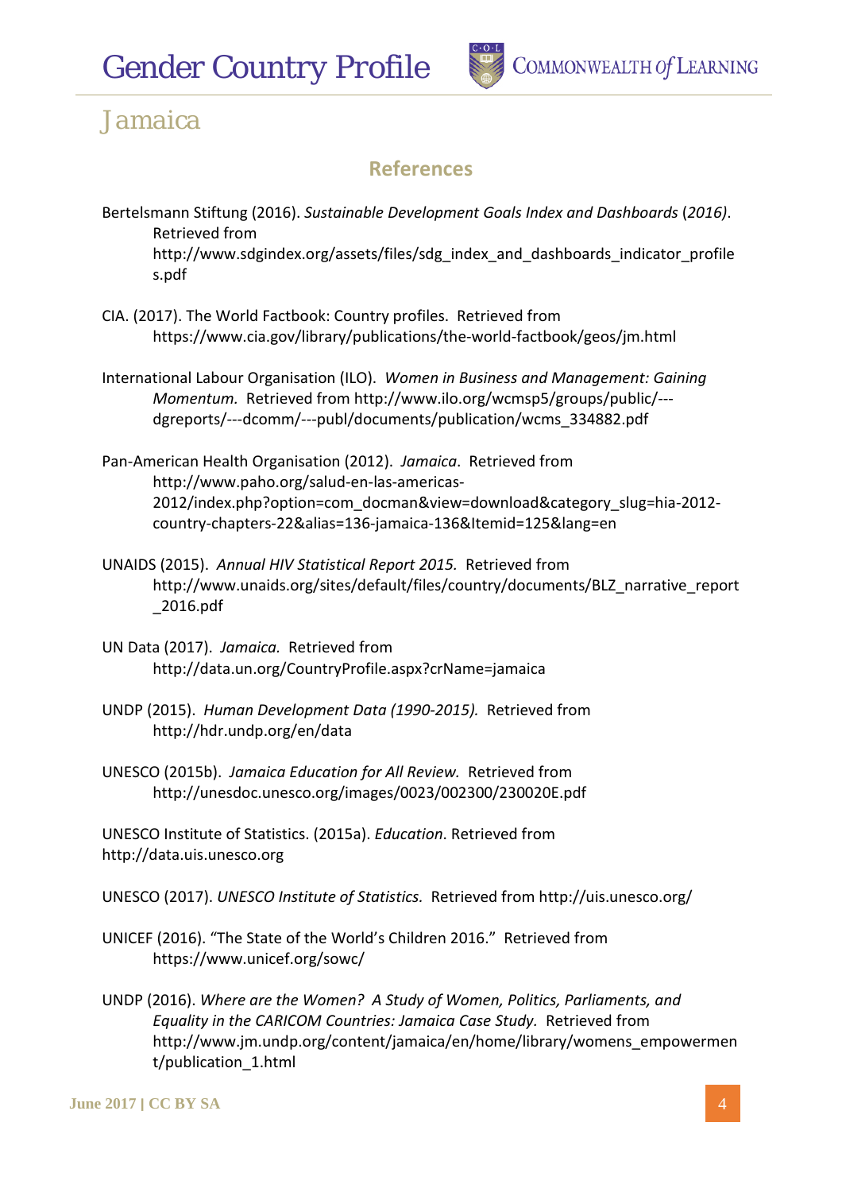## References

Bertelsmann Stiftung (2016). *Sustainable Development Goals Index and Dashboards* (*2016)*. Retrieved from http://www.sdgindex.org/assets/files/sdg_index_and_dashboards_indicator_profiles.pdf

CIA. (2017). The World Factbook: Country profiles. Retrieved from https://www.cia.gov/library/publications/the-world-factbook/geos/jm.html

International Labour Organisation (ILO). *Women in Business and Management: Gaining Momentum.* Retrieved from http://www.ilo.org/wcmsp5/groups/public/---dgreports/---dcomm/---publ/documents/publication/wcms_334882.pdf

Pan-American Health Organisation (2012). *Jamaica*. Retrieved from http://www.paho.org/salud-en-las-americas-2012/index.php?option=com_docman&view=download&category_slug=hia-2012-country-chapters-22&alias=136-jamaica-136&Itemid=125&lang=en

UNAIDS (2015). *Annual HIV Statistical Report 2015.* Retrieved from http://www.unaids.org/sites/default/files/country/documents/BLZ_narrative_report_2016.pdf

UN Data (2017). *Jamaica.* Retrieved from http://data.un.org/CountryProfile.aspx?crName=jamaica

UNDP (2015). *Human Development Data (1990-2015).* Retrieved from http://hdr.undp.org/en/data

UNESCO (2015b). *Jamaica Education for All Review.* Retrieved from http://unesdoc.unesco.org/images/0023/002300/230020E.pdf

UNESCO Institute of Statistics. (2015a). *Education*. Retrieved from http://data.uis.unesco.org

UNESCO (2017). *UNESCO Institute of Statistics.* Retrieved from http://uis.unesco.org/

UNICEF (2016). "The State of the World's Children 2016." Retrieved from https://www.unicef.org/sowc/

UNDP (2016). *Where are the Women? A Study of Women, Politics, Parliaments, and Equality in the CARICOM Countries: Jamaica Case Study.* Retrieved from http://www.jm.undp.org/content/jamaica/en/home/library/womens_empowerment/publication_1.html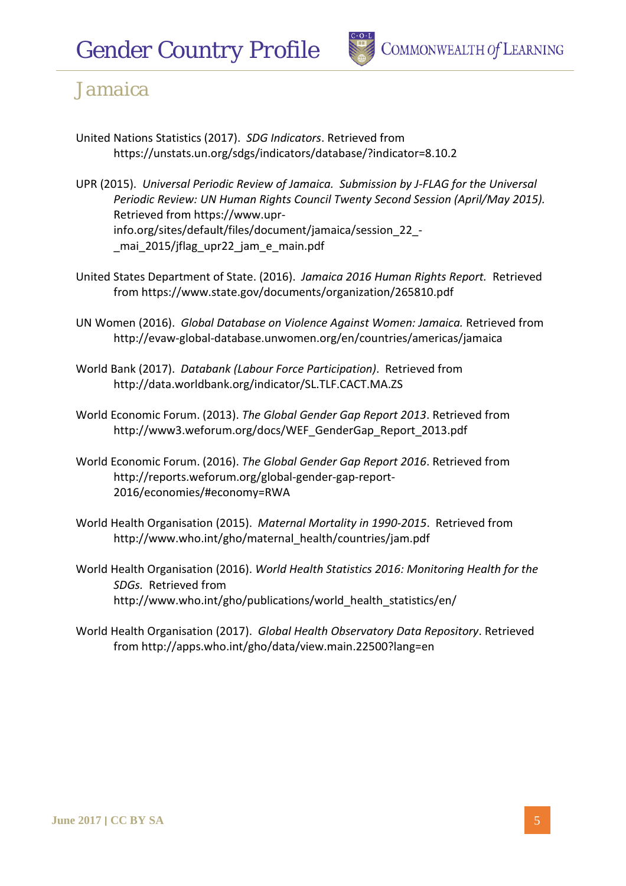United Nations Statistics (2017). *SDG Indicators*. Retrieved from https://unstats.un.org/sdgs/indicators/database/?indicator=8.10.2

UPR (2015). *Universal Periodic Review of Jamaica. Submission by J-FLAG for the Universal Periodic Review: UN Human Rights Council Twenty Second Session (April/May 2015).* Retrieved from https://www.upr-info.org/sites/default/files/document/jamaica/session_22_-_mai_2015/jflag_upr22_jam_e_main.pdf

United States Department of State. (2016). *Jamaica 2016 Human Rights Report.* Retrieved from https://www.state.gov/documents/organization/265810.pdf

UN Women (2016). *Global Database on Violence Against Women: Jamaica.* Retrieved from http://evaw-global-database.unwomen.org/en/countries/americas/jamaica

World Bank (2017). *Databank (Labour Force Participation)*. Retrieved from http://data.worldbank.org/indicator/SL.TLF.CACT.MA.ZS

World Economic Forum. (2013). *The Global Gender Gap Report 2013*. Retrieved from http://www3.weforum.org/docs/WEF_GenderGap_Report_2013.pdf

World Economic Forum. (2016). *The Global Gender Gap Report 2016*. Retrieved from http://reports.weforum.org/global-gender-gap-report-2016/economies/#economy=RWA

World Health Organisation (2015). *Maternal Mortality in 1990-2015*. Retrieved from http://www.who.int/gho/maternal_health/countries/jam.pdf

World Health Organisation (2016). *World Health Statistics 2016: Monitoring Health for the SDGs.* Retrieved from http://www.who.int/gho/publications/world_health_statistics/en/

World Health Organisation (2017). *Global Health Observatory Data Repository*. Retrieved from http://apps.who.int/gho/data/view.main.22500?lang=en